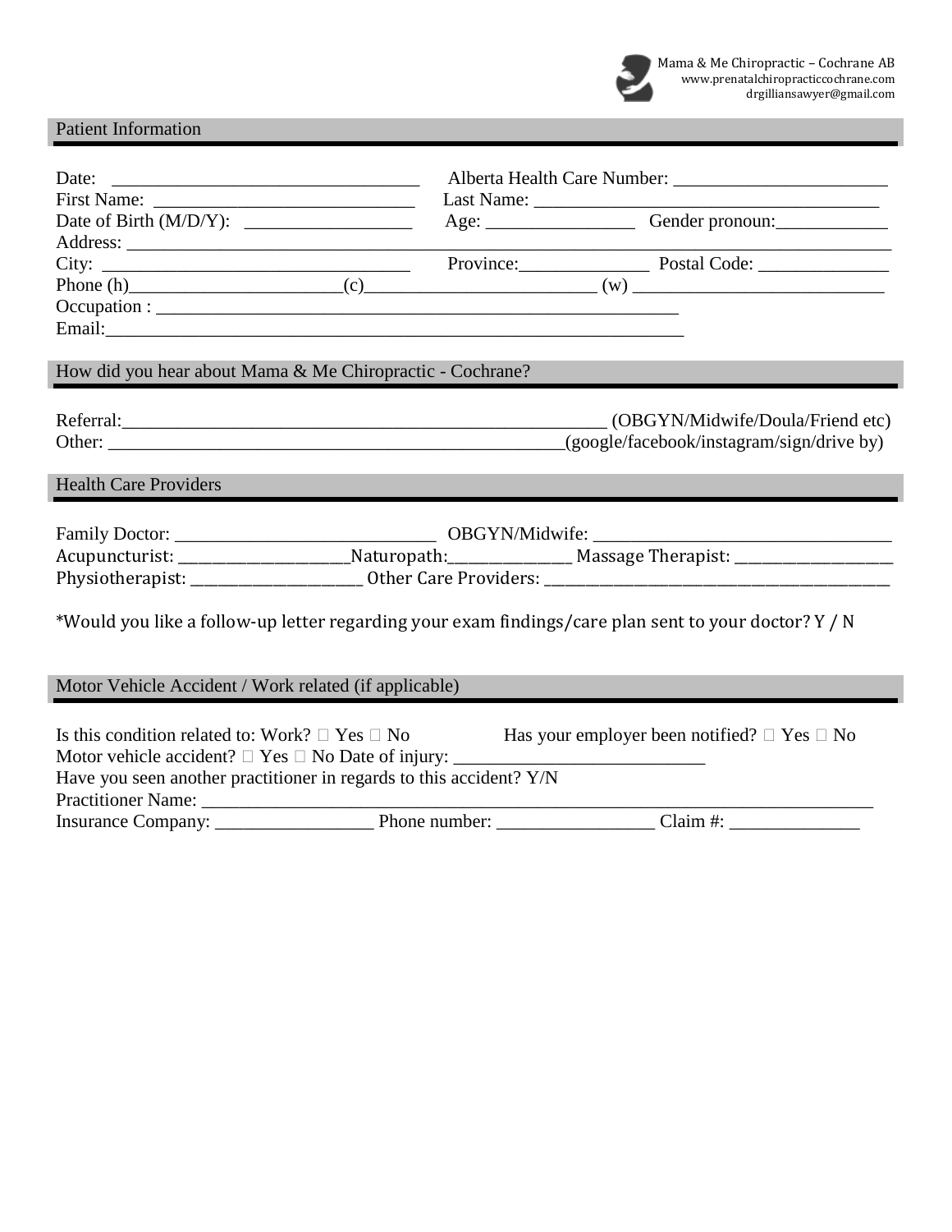Mama & Me Chiropractic – Cochrane AB
www.prenatalchiropracticcochrane.com
drgilliansawyer@gmail.com

## Patient Information

Date: ________________________________ Alberta Health Care Number: _______________________
First Name: ___________________________ Last Name: ____________________________________
Date of Birth (M/D/Y): _________________ Age: ________________ Gender pronoun:____________
Address: ___________________________________________________________________________
City: ________________________________ Province:______________ Postal Code: ______________
Phone (h)______________________(c)________________________ (w) ___________________________
Occupation : _________________________________________________________
Email:_____________________________________________________________

## How did you hear about Mama & Me Chiropractic - Cochrane?

Referral:_____________________________________________________ (OBGYN/Midwife/Doula/Friend etc)
Other: ________________________________________________(google/facebook/instagram/sign/drive by)

## Health Care Providers

Family Doctor: ____________________________ OBGYN/Midwife: ________________________________
Acupuncturist: ___________________Naturopath:_____________ Massage Therapist: _________________
Physiotherapist: ___________________ Other Care Providers: ______________________________________

*Would you like a follow-up letter regarding your exam findings/care plan sent to your doctor? Y / N

## Motor Vehicle Accident / Work related (if applicable)

Is this condition related to: Work? ☐ Yes ☐ No Has your employer been notified? ☐ Yes ☐ No
Motor vehicle accident? ☐ Yes ☐ No Date of injury: ___________________________
Have you seen another practitioner in regards to this accident? Y/N
Practitioner Name: _________________________________________________________________________
Insurance Company: _________________ Phone number: _________________ Claim #: ______________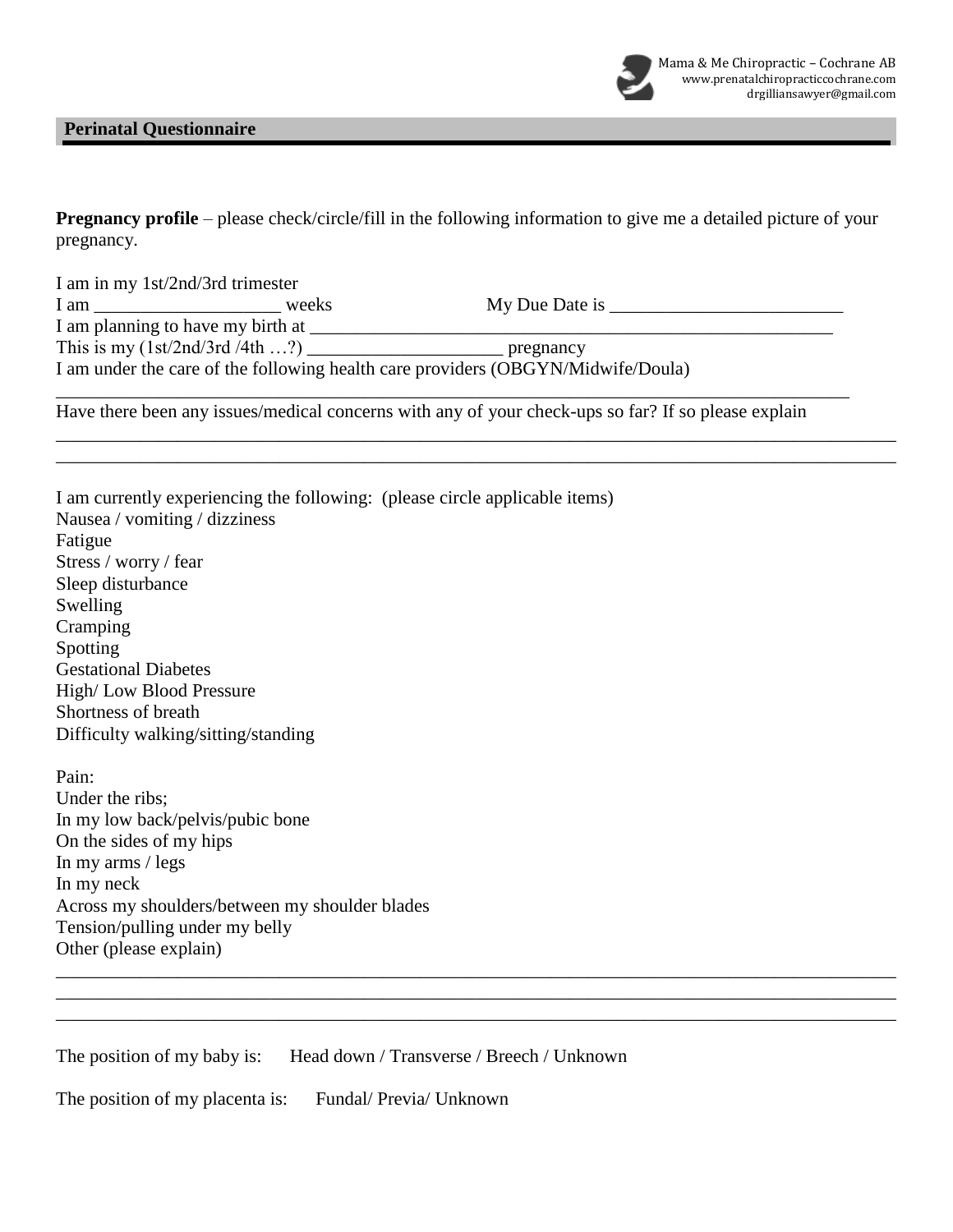Mama & Me Chiropractic – Cochrane AB
www.prenatalchiropracticcochrane.com
drgilliansawyer@gmail.com

## Perinatal Questionnaire

**Pregnancy profile** – please check/circle/fill in the following information to give me a detailed picture of your pregnancy.

I am in my 1st/2nd/3rd trimester
I am ____________________ weeks My Due Date is _________________________
I am planning to have my birth at ___________________________________________________________
This is my (1st/2nd/3rd /4th …?) _____________________ pregnancy
I am under the care of the following health care providers (OBGYN/Midwife/Doula)
_________________________________________________________________________________________
Have there been any issues/medical concerns with any of your check-ups so far? If so please explain
_________________________________________________________________________________________
_________________________________________________________________________________________

I am currently experiencing the following: (please circle applicable items)
Nausea / vomiting / dizziness
Fatigue
Stress / worry / fear
Sleep disturbance
Swelling
Cramping
Spotting
Gestational Diabetes
High/ Low Blood Pressure
Shortness of breath
Difficulty walking/sitting/standing

Pain:
Under the ribs;
In my low back/pelvis/pubic bone
On the sides of my hips
In my arms / legs
In my neck
Across my shoulders/between my shoulder blades
Tension/pulling under my belly
Other (please explain)
_________________________________________________________________________________________
_________________________________________________________________________________________
_________________________________________________________________________________________

The position of my baby is: Head down / Transverse / Breech / Unknown

The position of my placenta is: Fundal/ Previa/ Unknown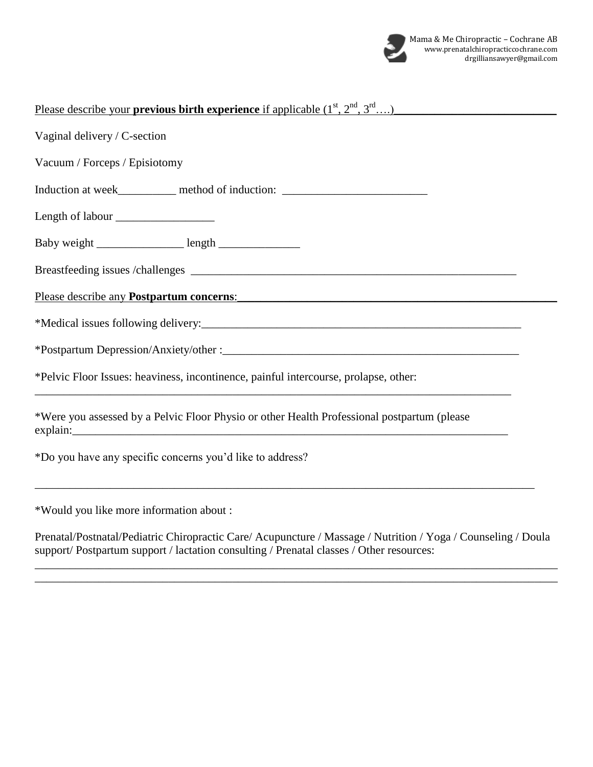Please describe your **previous birth experience** if applicable (1st, 2nd, 3rd….)___________________________

Vaginal delivery / C-section

Vacuum / Forceps / Episiotomy

Induction at week__________ method of induction: _________________________

Length of labour _________________

Baby weight _______________ length ______________

Breastfeeding issues /challenges _________________________________________________________

Please describe any **Postpartum concerns**:___________________________________________________

*Medical issues following delivery:_________________________________________________________

*Postpartum Depression/Anxiety/other :____________________________________________________

*Pelvic Floor Issues: heaviness, incontinence, painful intercourse, prolapse, other:
___________________________________________________________________________________

*Were you assessed by a Pelvic Floor Physio or other Health Professional postpartum (please explain:____________________________________________________________________________

*Do you have any specific concerns you'd like to address?

___________________________________________________________________________________

*Would you like more information about :

Prenatal/Postnatal/Pediatric Chiropractic Care/ Acupuncture / Massage / Nutrition / Yoga / Counseling / Doula support/ Postpartum support / lactation consulting / Prenatal classes / Other resources:
___________________________________________________________________________________
___________________________________________________________________________________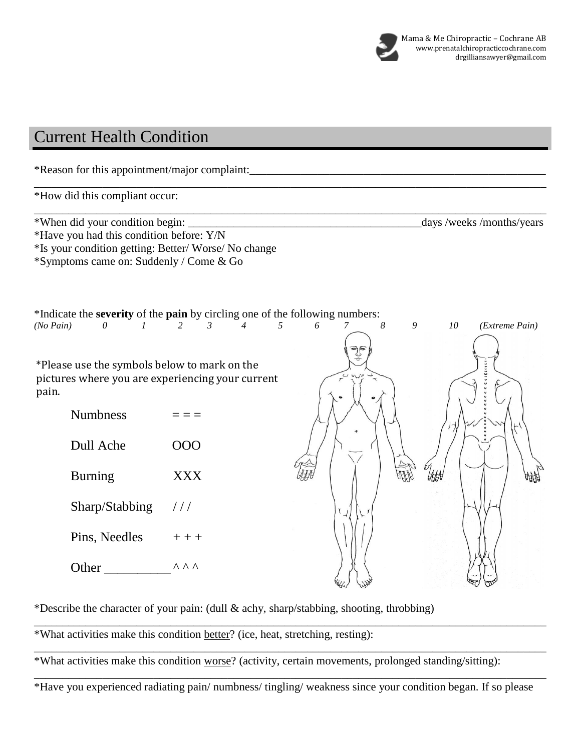Mama & Me Chiropractic – Cochrane AB
www.prenatalchiropracticcochrane.com
drgilliansawyer@gmail.com

## Current Health Condition

*Reason for this appointment/major complaint:_______________________________________________________
__________________________________________________________________________________________

*How did this compliant occur:
__________________________________________________________________________________________

*When did your condition begin: ___________________________________________days /weeks /months/years

*Have you had this condition before: Y/N

*Is your condition getting: Better/ Worse/ No change

*Symptoms came on: Suddenly / Come & Go

*Indicate the **severity** of the **pain** by circling one of the following numbers:

*(No Pain)* *0* *1* *2* *3* *4* *5* *6* *7* *8* *9* *10* *(Extreme Pain)*

*Please use the symbols below to mark on the pictures where you are experiencing your current pain.

| | |
|---|---|
| Numbness | = = = |
| Dull Ache | OOO |
| Burning | XXX |
| Sharp/Stabbing | / / / |
| Pins, Needles | + + + |
| Other __________ | ^ ^ ^ |

*Describe the character of your pain: (dull & achy, sharp/stabbing, shooting, throbbing)
__________________________________________________________________________________________

*What activities make this condition <u>better</u>? (ice, heat, stretching, resting):
__________________________________________________________________________________________

*What activities make this condition <u>worse</u>? (activity, certain movements, prolonged standing/sitting):
__________________________________________________________________________________________

*Have you experienced radiating pain/ numbness/ tingling/ weakness since your condition began. If so please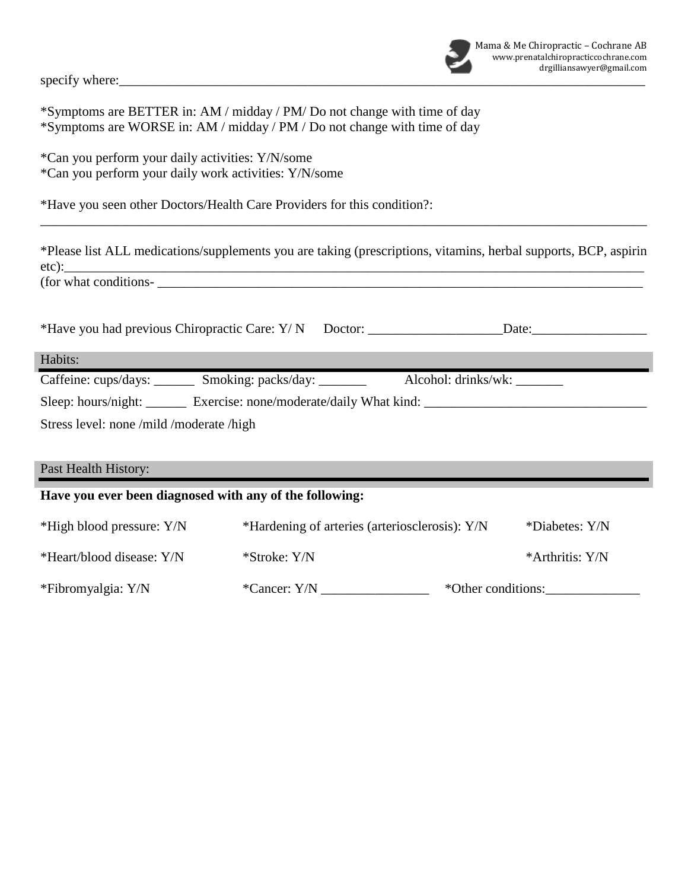specify where:___________________________________________________________________________________

*Symptoms are BETTER in: AM / midday / PM/ Do not change with time of day
*Symptoms are WORSE in: AM / midday / PM / Do not change with time of day

*Can you perform your daily activities: Y/N/some
*Can you perform your daily work activities: Y/N/some

*Have you seen other Doctors/Health Care Providers for this condition?:
_____________________________________________________________________________________________

*Please list ALL medications/supplements you are taking (prescriptions, vitamins, herbal supports, BCP, aspirin etc):_________________________________________________________________________________________
(for what conditions- ______________________________________________________________________

*Have you had previous Chiropractic Care: Y/ N     Doctor: ____________________Date:_________________

## Habits:

Caffeine: cups/days: ______  Smoking: packs/day: _______     Alcohol: drinks/wk: _______

Sleep: hours/night: ______  Exercise: none/moderate/daily What kind: _________________________________

Stress level: none /mild /moderate /high

## Past Health History:

**Have you ever been diagnosed with any of the following:**

*High blood pressure: Y/N     *Hardening of arteries (arteriosclerosis): Y/N     *Diabetes: Y/N

*Heart/blood disease: Y/N     *Stroke: Y/N     *Arthritis: Y/N

*Fibromyalgia: Y/N     *Cancer: Y/N ________________     *Other conditions:______________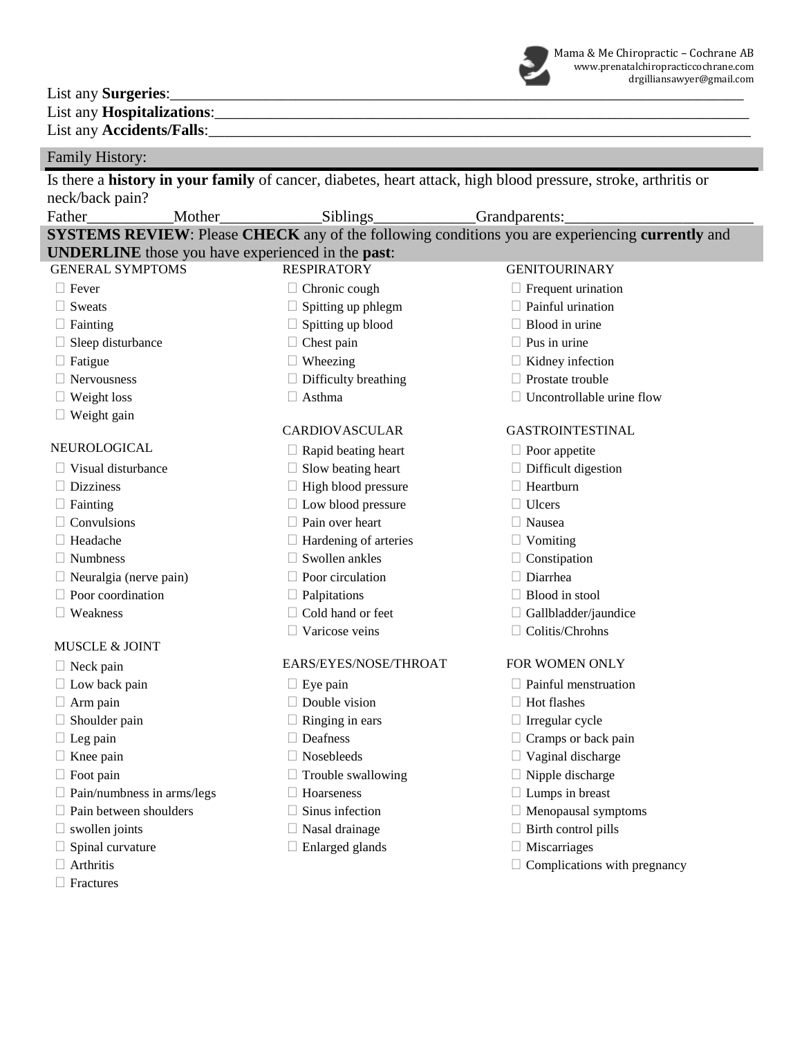List any **Surgeries**:_______________________________________________________________________________

List any **Hospitalizations**:__________________________________________________________________________

List any **Accidents/Falls**:___________________________________________________________________________

## Family History:

Is there a **history in your family** of cancer, diabetes, heart attack, high blood pressure, stroke, arthritis or neck/back pain?

Father___________Mother_____________Siblings_____________Grandparents:________________________

## SYSTEMS REVIEW: Please **CHECK** any of the following conditions you are experiencing **currently** and **UNDERLINE** those you have experienced in the **past**:

GENERAL SYMPTOMS

- ☐ Fever
- ☐ Sweats
- ☐ Fainting
- ☐ Sleep disturbance
- ☐ Fatigue
- ☐ Nervousness
- ☐ Weight loss
- ☐ Weight gain

NEUROLOGICAL

- ☐ Visual disturbance
- ☐ Dizziness
- ☐ Fainting
- ☐ Convulsions
- ☐ Headache
- ☐ Numbness
- ☐ Neuralgia (nerve pain)
- ☐ Poor coordination
- ☐ Weakness

MUSCLE & JOINT

- ☐ Neck pain
- ☐ Low back pain
- ☐ Arm pain
- ☐ Shoulder pain
- ☐ Leg pain
- ☐ Knee pain
- ☐ Foot pain
- ☐ Pain/numbness in arms/legs
- ☐ Pain between shoulders
- ☐ swollen joints
- ☐ Spinal curvature
- ☐ Arthritis
- ☐ Fractures

RESPIRATORY

- ☐ Chronic cough
- ☐ Spitting up phlegm
- ☐ Spitting up blood
- ☐ Chest pain
- ☐ Wheezing
- ☐ Difficulty breathing
- ☐ Asthma

CARDIOVASCULAR

- ☐ Rapid beating heart
- ☐ Slow beating heart
- ☐ High blood pressure
- ☐ Low blood pressure
- ☐ Pain over heart
- ☐ Hardening of arteries
- ☐ Swollen ankles
- ☐ Poor circulation
- ☐ Palpitations
- ☐ Cold hand or feet
- ☐ Varicose veins

EARS/EYES/NOSE/THROAT

- ☐ Eye pain
- ☐ Double vision
- ☐ Ringing in ears
- ☐ Deafness
- ☐ Nosebleeds
- ☐ Trouble swallowing
- ☐ Hoarseness
- ☐ Sinus infection
- ☐ Nasal drainage
- ☐ Enlarged glands

GENITOURINARY

- ☐ Frequent urination
- ☐ Painful urination
- ☐ Blood in urine
- ☐ Pus in urine
- ☐ Kidney infection
- ☐ Prostate trouble
- ☐ Uncontrollable urine flow

GASTROINTESTINAL

- ☐ Poor appetite
- ☐ Difficult digestion
- ☐ Heartburn
- ☐ Ulcers
- ☐ Nausea
- ☐ Vomiting
- ☐ Constipation
- ☐ Diarrhea
- ☐ Blood in stool
- ☐ Gallbladder/jaundice
- ☐ Colitis/Chrohns

FOR WOMEN ONLY

- ☐ Painful menstruation
- ☐ Hot flashes
- ☐ Irregular cycle
- ☐ Cramps or back pain
- ☐ Vaginal discharge
- ☐ Nipple discharge
- ☐ Lumps in breast
- ☐ Menopausal symptoms
- ☐ Birth control pills
- ☐ Miscarriages
- ☐ Complications with pregnancy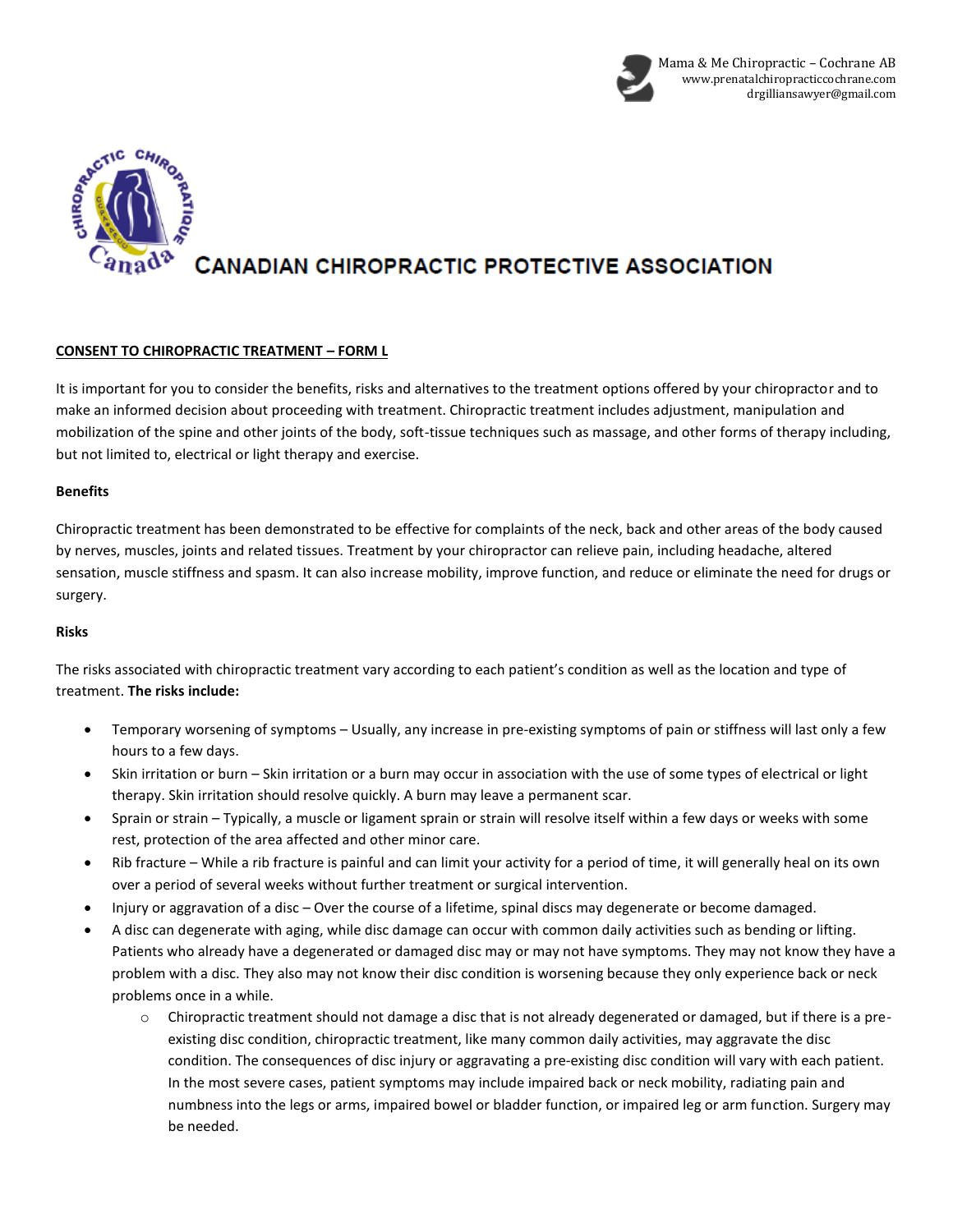Mama & Me Chiropractic – Cochrane AB
www.prenatalchiropracticcochrane.com
drgilliansawyer@gmail.com

CANADIAN CHIROPRACTIC PROTECTIVE ASSOCIATION

**CONSENT TO CHIROPRACTIC TREATMENT – FORM L**

It is important for you to consider the benefits, risks and alternatives to the treatment options offered by your chiropractor and to make an informed decision about proceeding with treatment. Chiropractic treatment includes adjustment, manipulation and mobilization of the spine and other joints of the body, soft-tissue techniques such as massage, and other forms of therapy including, but not limited to, electrical or light therapy and exercise.

**Benefits**

Chiropractic treatment has been demonstrated to be effective for complaints of the neck, back and other areas of the body caused by nerves, muscles, joints and related tissues. Treatment by your chiropractor can relieve pain, including headache, altered sensation, muscle stiffness and spasm. It can also increase mobility, improve function, and reduce or eliminate the need for drugs or surgery.

**Risks**

The risks associated with chiropractic treatment vary according to each patient's condition as well as the location and type of treatment. **The risks include:**

- Temporary worsening of symptoms – Usually, any increase in pre-existing symptoms of pain or stiffness will last only a few hours to a few days.
- Skin irritation or burn – Skin irritation or a burn may occur in association with the use of some types of electrical or light therapy. Skin irritation should resolve quickly. A burn may leave a permanent scar.
- Sprain or strain – Typically, a muscle or ligament sprain or strain will resolve itself within a few days or weeks with some rest, protection of the area affected and other minor care.
- Rib fracture – While a rib fracture is painful and can limit your activity for a period of time, it will generally heal on its own over a period of several weeks without further treatment or surgical intervention.
- Injury or aggravation of a disc – Over the course of a lifetime, spinal discs may degenerate or become damaged.
- A disc can degenerate with aging, while disc damage can occur with common daily activities such as bending or lifting. Patients who already have a degenerated or damaged disc may or may not have symptoms. They may not know they have a problem with a disc. They also may not know their disc condition is worsening because they only experience back or neck problems once in a while.
    - Chiropractic treatment should not damage a disc that is not already degenerated or damaged, but if there is a pre-existing disc condition, chiropractic treatment, like many common daily activities, may aggravate the disc condition. The consequences of disc injury or aggravating a pre-existing disc condition will vary with each patient. In the most severe cases, patient symptoms may include impaired back or neck mobility, radiating pain and numbness into the legs or arms, impaired bowel or bladder function, or impaired leg or arm function. Surgery may be needed.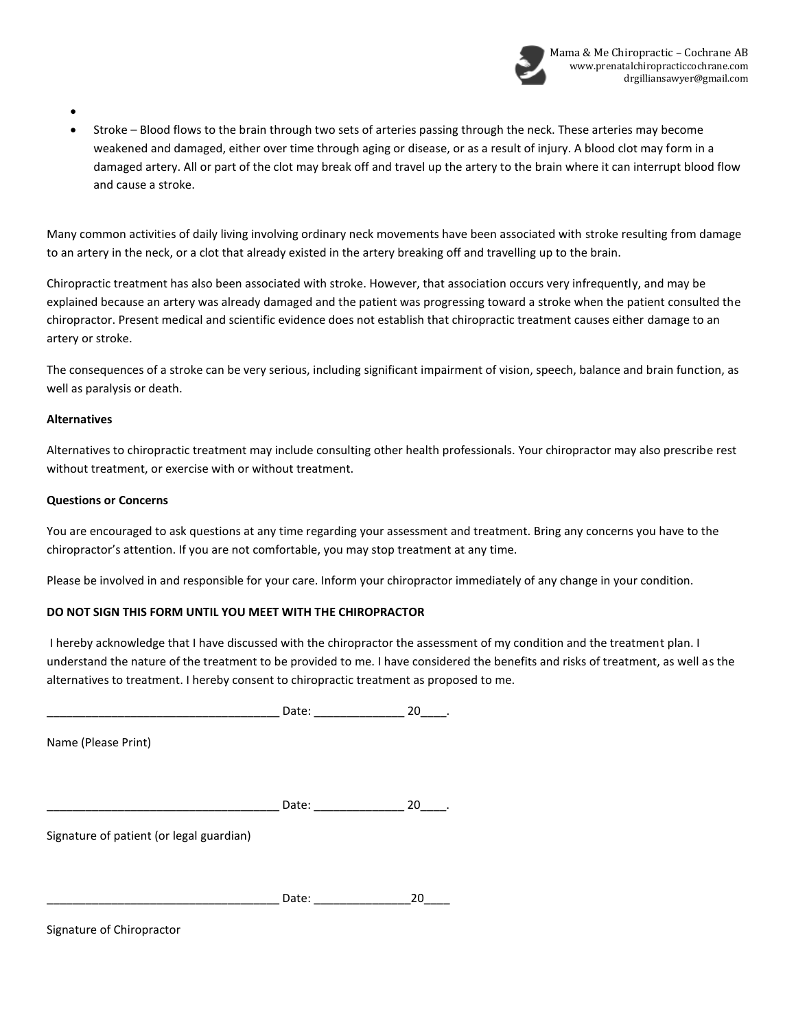- 
- Stroke – Blood flows to the brain through two sets of arteries passing through the neck. These arteries may become weakened and damaged, either over time through aging or disease, or as a result of injury. A blood clot may form in a damaged artery. All or part of the clot may break off and travel up the artery to the brain where it can interrupt blood flow and cause a stroke.

Many common activities of daily living involving ordinary neck movements have been associated with stroke resulting from damage to an artery in the neck, or a clot that already existed in the artery breaking off and travelling up to the brain.

Chiropractic treatment has also been associated with stroke. However, that association occurs very infrequently, and may be explained because an artery was already damaged and the patient was progressing toward a stroke when the patient consulted the chiropractor. Present medical and scientific evidence does not establish that chiropractic treatment causes either damage to an artery or stroke.

The consequences of a stroke can be very serious, including significant impairment of vision, speech, balance and brain function, as well as paralysis or death.

**Alternatives**

Alternatives to chiropractic treatment may include consulting other health professionals. Your chiropractor may also prescribe rest without treatment, or exercise with or without treatment.

**Questions or Concerns**

You are encouraged to ask questions at any time regarding your assessment and treatment. Bring any concerns you have to the chiropractor's attention. If you are not comfortable, you may stop treatment at any time.

Please be involved in and responsible for your care. Inform your chiropractor immediately of any change in your condition.

**DO NOT SIGN THIS FORM UNTIL YOU MEET WITH THE CHIROPRACTOR**

I hereby acknowledge that I have discussed with the chiropractor the assessment of my condition and the treatment plan. I understand the nature of the treatment to be provided to me. I have considered the benefits and risks of treatment, as well as the alternatives to treatment. I hereby consent to chiropractic treatment as proposed to me.

_____________________________________ Date: ______________ 20____.

Name (Please Print)

_____________________________________ Date: ______________ 20____.

Signature of patient (or legal guardian)

_____________________________________ Date: _______________20____

Signature of Chiropractor